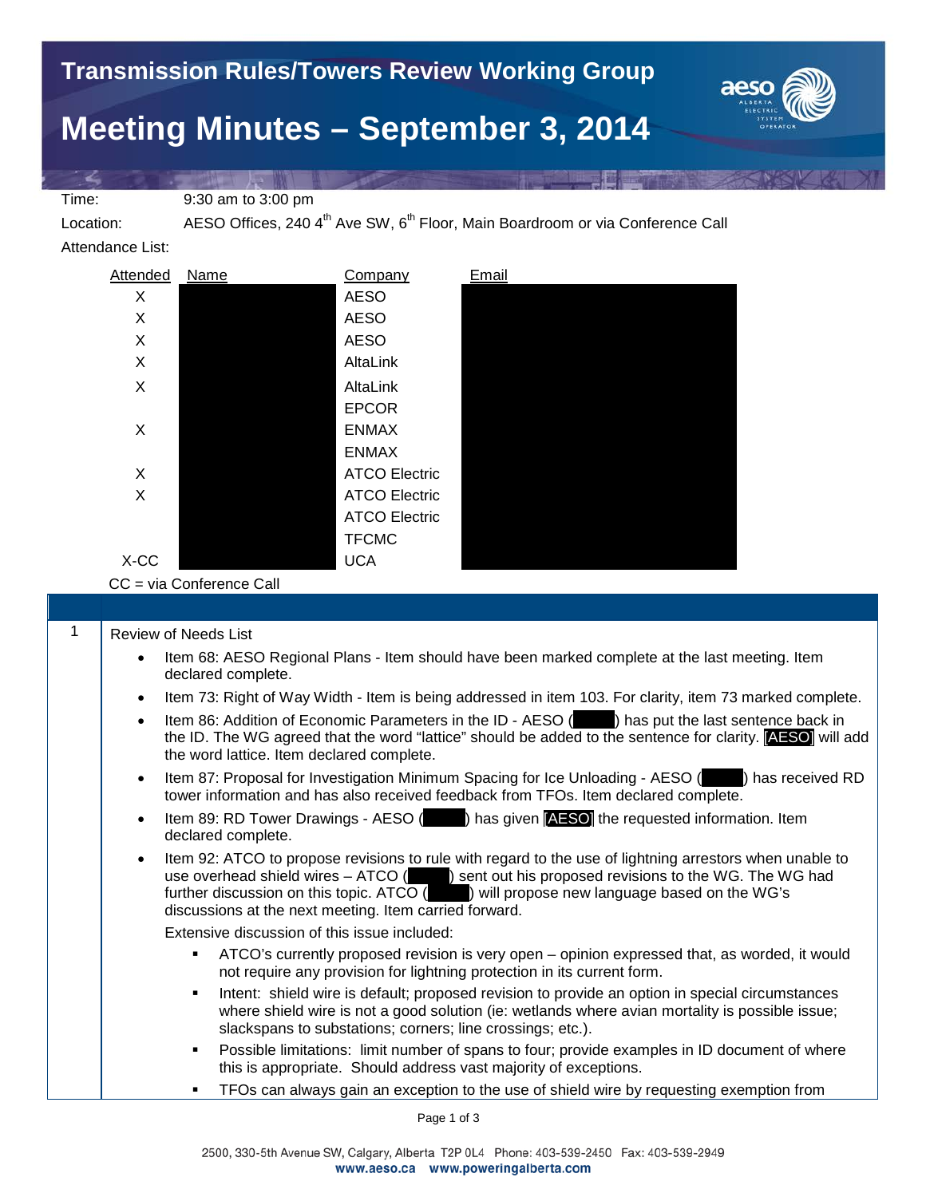# Transmission Rules/Towers Review Working Group

# Meeting Minutes – September 3, 2014

Time: 9:30 am to 3:00 pm

Location: AESO Offices, 240 4th Ave SW, 6th Floor, Main Boardroom or via Conference Call

Attendance List:

| Attended | Name | Company | Email |
|---|---|---|---|
| X | | AESO | |
| X | | AESO | |
| X | | AESO | |
| X | | AltaLink | |
| X | | AltaLink | |
| | | EPCOR | |
| X | | ENMAX | |
| | | ENMAX | |
| X | | ATCO Electric | |
| X | | ATCO Electric | |
| | | ATCO Electric | |
| | | TFCMC | |
| X-CC | | UCA | |

CC = via Conference Call

1 Review of Needs List

- Item 68: AESO Regional Plans - Item should have been marked complete at the last meeting. Item declared complete.
- Item 73: Right of Way Width - Item is being addressed in item 103. For clarity, item 73 marked complete.
- Item 86: Addition of Economic Parameters in the ID - AESO ( ) has put the last sentence back in the ID. The WG agreed that the word "lattice" should be added to the sentence for clarity. [AESO] will add the word lattice. Item declared complete.
- Item 87: Proposal for Investigation Minimum Spacing for Ice Unloading - AESO ( ) has received RD tower information and has also received feedback from TFOs. Item declared complete.
- Item 89: RD Tower Drawings - AESO ( ) has given [AESO] the requested information. Item declared complete.
- Item 92: ATCO to propose revisions to rule with regard to the use of lightning arrestors when unable to use overhead shield wires – ATCO ( ) sent out his proposed revisions to the WG. The WG had further discussion on this topic. ATCO ( ) will propose new language based on the WG's discussions at the next meeting. Item carried forward.

  Extensive discussion of this issue included:

  - ATCO's currently proposed revision is very open – opinion expressed that, as worded, it would not require any provision for lightning protection in its current form.
  - Intent: shield wire is default; proposed revision to provide an option in special circumstances where shield wire is not a good solution (ie: wetlands where avian mortality is possible issue; slackspans to substations; corners; line crossings; etc.).
  - Possible limitations: limit number of spans to four; provide examples in ID document of where this is appropriate. Should address vast majority of exceptions.
  - TFOs can always gain an exception to the use of shield wire by requesting exemption from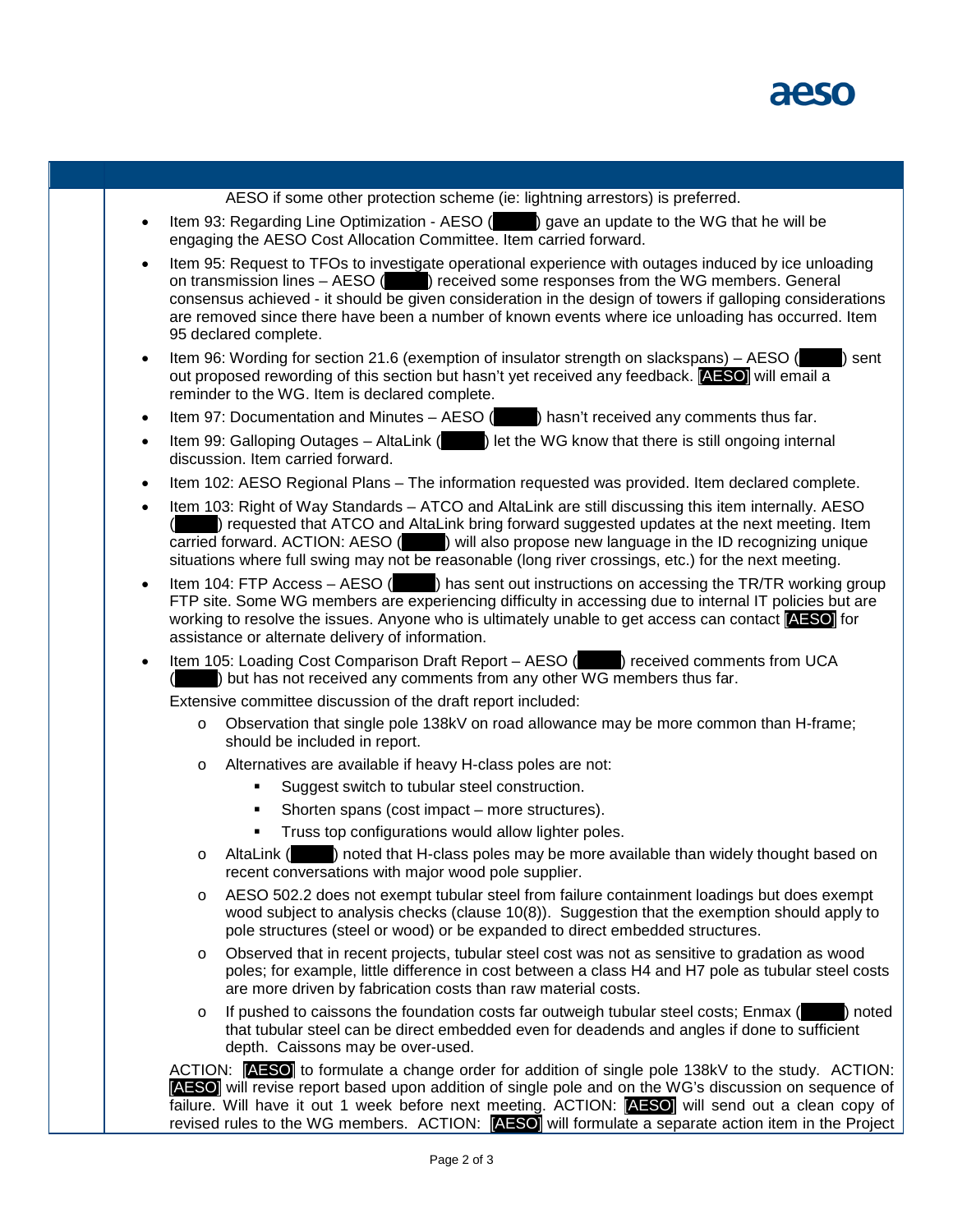AESO if some other protection scheme (ie: lightning arrestors) is preferred.

- Item 93: Regarding Line Optimization - AESO ( ) gave an update to the WG that he will be engaging the AESO Cost Allocation Committee. Item carried forward.
- Item 95: Request to TFOs to investigate operational experience with outages induced by ice unloading on transmission lines – AESO ( ) received some responses from the WG members. General consensus achieved - it should be given consideration in the design of towers if galloping considerations are removed since there have been a number of known events where ice unloading has occurred. Item 95 declared complete.
- Item 96: Wording for section 21.6 (exemption of insulator strength on slackspans) – AESO ( ) sent out proposed rewording of this section but hasn't yet received any feedback. [AESO] will email a reminder to the WG. Item is declared complete.
- Item 97: Documentation and Minutes – AESO ( ) hasn't received any comments thus far.
- Item 99: Galloping Outages – AltaLink ( ) let the WG know that there is still ongoing internal discussion. Item carried forward.
- Item 102: AESO Regional Plans – The information requested was provided. Item declared complete.
- Item 103: Right of Way Standards – ATCO and AltaLink are still discussing this item internally. AESO ( ) requested that ATCO and AltaLink bring forward suggested updates at the next meeting. Item carried forward. ACTION: AESO ( ) will also propose new language in the ID recognizing unique situations where full swing may not be reasonable (long river crossings, etc.) for the next meeting.
- Item 104: FTP Access – AESO ( ) has sent out instructions on accessing the TR/TR working group FTP site. Some WG members are experiencing difficulty in accessing due to internal IT policies but are working to resolve the issues. Anyone who is ultimately unable to get access can contact [AESO] for assistance or alternate delivery of information.
- Item 105: Loading Cost Comparison Draft Report – AESO ( ) received comments from UCA ( ) but has not received any comments from any other WG members thus far.

  Extensive committee discussion of the draft report included:

  - Observation that single pole 138kV on road allowance may be more common than H-frame; should be included in report.
  - Alternatives are available if heavy H-class poles are not:
    - Suggest switch to tubular steel construction.
    - Shorten spans (cost impact – more structures).
    - Truss top configurations would allow lighter poles.
  - AltaLink ( ) noted that H-class poles may be more available than widely thought based on recent conversations with major wood pole supplier.
  - AESO 502.2 does not exempt tubular steel from failure containment loadings but does exempt wood subject to analysis checks (clause 10(8)). Suggestion that the exemption should apply to pole structures (steel or wood) or be expanded to direct embedded structures.
  - Observed that in recent projects, tubular steel cost was not as sensitive to gradation as wood poles; for example, little difference in cost between a class H4 and H7 pole as tubular steel costs are more driven by fabrication costs than raw material costs.
  - If pushed to caissons the foundation costs far outweigh tubular steel costs; Enmax ( ) noted that tubular steel can be direct embedded even for deadends and angles if done to sufficient depth. Caissons may be over-used.

  ACTION: [AESO] to formulate a change order for addition of single pole 138kV to the study. ACTION: [AESO] will revise report based upon addition of single pole and on the WG's discussion on sequence of failure. Will have it out 1 week before next meeting. ACTION: [AESO] will send out a clean copy of revised rules to the WG members. ACTION: [AESO] will formulate a separate action item in the Project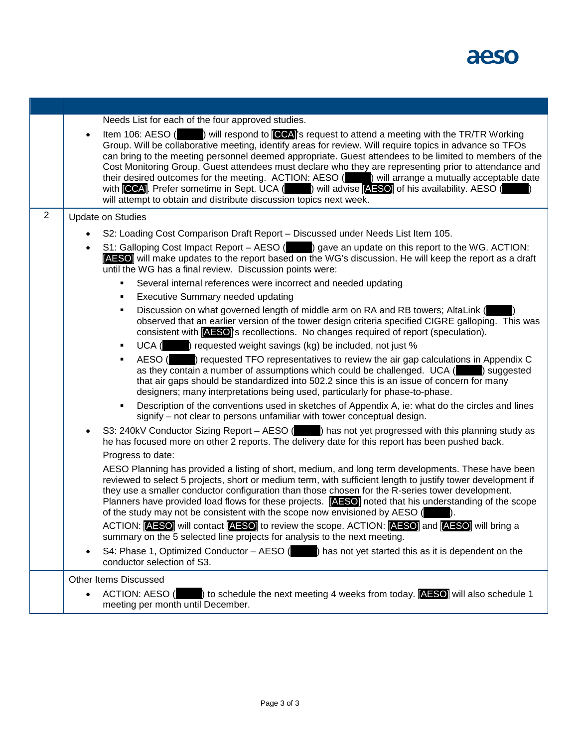| | |
|---|---|
| | Needs List for each of the four approved studies.<br>• Item 106: AESO (■■■) will respond to [CCA]'s request to attend a meeting with the TR/TR Working Group. Will be collaborative meeting, identify areas for review. Will require topics in advance so TFOs can bring to the meeting personnel deemed appropriate. Guest attendees to be limited to members of the Cost Monitoring Group. Guest attendees must declare who they are representing prior to attendance and their desired outcomes for the meeting. ACTION: AESO (■■■) will arrange a mutually acceptable date with [CCA]. Prefer sometime in Sept. UCA (■■■) will advise [AESO] of his availability. AESO (■■■) will attempt to obtain and distribute discussion topics next week. |
| 2 | Update on Studies<br>• S2: Loading Cost Comparison Draft Report – Discussed under Needs List Item 105.<br>• S1: Galloping Cost Impact Report – AESO (■■■) gave an update on this report to the WG. ACTION: [AESO] will make updates to the report based on the WG's discussion. He will keep the report as a draft until the WG has a final review. Discussion points were:<br>&nbsp;&nbsp;▪ Several internal references were incorrect and needed updating<br>&nbsp;&nbsp;▪ Executive Summary needed updating<br>&nbsp;&nbsp;▪ Discussion on what governed length of middle arm on RA and RB towers; AltaLink (■■■) observed that an earlier version of the tower design criteria specified CIGRE galloping. This was consistent with [AESO]'s recollections. No changes required of report (speculation).<br>&nbsp;&nbsp;▪ UCA (■■■) requested weight savings (kg) be included, not just %<br>&nbsp;&nbsp;▪ AESO (■■■) requested TFO representatives to review the air gap calculations in Appendix C as they contain a number of assumptions which could be challenged. UCA (■■■) suggested that air gaps should be standardized into 502.2 since this is an issue of concern for many designers; many interpretations being used, particularly for phase-to-phase.<br>&nbsp;&nbsp;▪ Description of the conventions used in sketches of Appendix A, ie: what do the circles and lines signify – not clear to persons unfamiliar with tower conceptual design.<br>• S3: 240kV Conductor Sizing Report – AESO (■■■) has not yet progressed with this planning study as he has focused more on other 2 reports. The delivery date for this report has been pushed back.<br>Progress to date:<br>AESO Planning has provided a listing of short, medium, and long term developments. These have been reviewed to select 5 projects, short or medium term, with sufficient length to justify tower development if they use a smaller conductor configuration than those chosen for the R-series tower development. Planners have provided load flows for these projects. [AESO] noted that his understanding of the scope of the study may not be consistent with the scope now envisioned by AESO (■■■).<br>ACTION: [AESO] will contact [AESO] to review the scope. ACTION: [AESO] and [AESO] will bring a summary on the 5 selected line projects for analysis to the next meeting.<br>• S4: Phase 1, Optimized Conductor – AESO (■■■) has not yet started this as it is dependent on the conductor selection of S3. |
| | Other Items Discussed<br>• ACTION: AESO (■■■) to schedule the next meeting 4 weeks from today. [AESO] will also schedule 1 meeting per month until December. |